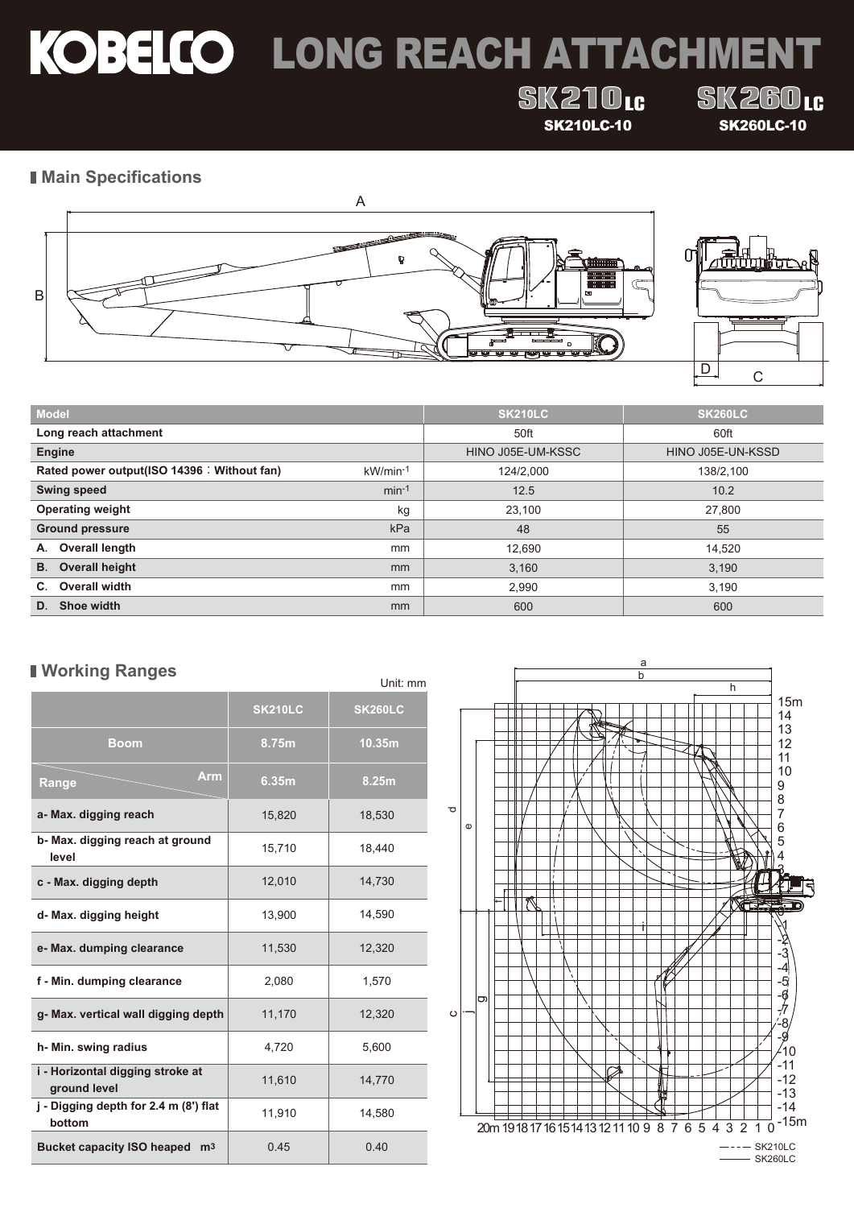# KOBELCO LONG REACH ATTACHMENT

SK210LC SK260LC

SK210LC-10 SK260LC-10

## Main Specifications

| Model | | SK210LC | SK260LC |
|---|---|---|---|
| Long reach attachment | | 50ft | 60ft |
| Engine | | HINO J05E-UM-KSSC | HINO J05E-UN-KSSD |
| Rated power output(ISO 14396：Without fan) | kW/min$^{-1}$ | 124/2,000 | 138/2,100 |
| Swing speed | min$^{-1}$ | 12.5 | 10.2 |
| Operating weight | kg | 23,100 | 27,800 |
| Ground pressure | kPa | 48 | 55 |
| A. Overall length | mm | 12,690 | 14,520 |
| B. Overall height | mm | 3,160 | 3,190 |
| C. Overall width | mm | 2,990 | 3,190 |
| D. Shoe width | mm | 600 | 600 |

## Working Ranges

Unit: mm

| | SK210LC | SK260LC |
|---|---|---|
| Boom | 8.75m | 10.35m |
| Range / Arm | 6.35m | 8.25m |
| a- Max. digging reach | 15,820 | 18,530 |
| b- Max. digging reach at ground level | 15,710 | 18,440 |
| c - Max. digging depth | 12,010 | 14,730 |
| d- Max. digging height | 13,900 | 14,590 |
| e- Max. dumping clearance | 11,530 | 12,320 |
| f - Min. dumping clearance | 2,080 | 1,570 |
| g- Max. vertical wall digging depth | 11,170 | 12,320 |
| h- Min. swing radius | 4,720 | 5,600 |
| i - Horizontal digging stroke at ground level | 11,610 | 14,770 |
| j - Digging depth for 2.4 m (8') flat bottom | 11,910 | 14,580 |
| Bucket capacity ISO heaped m$^3$ | 0.45 | 0.40 |

- - - - SK210LC
——— SK260LC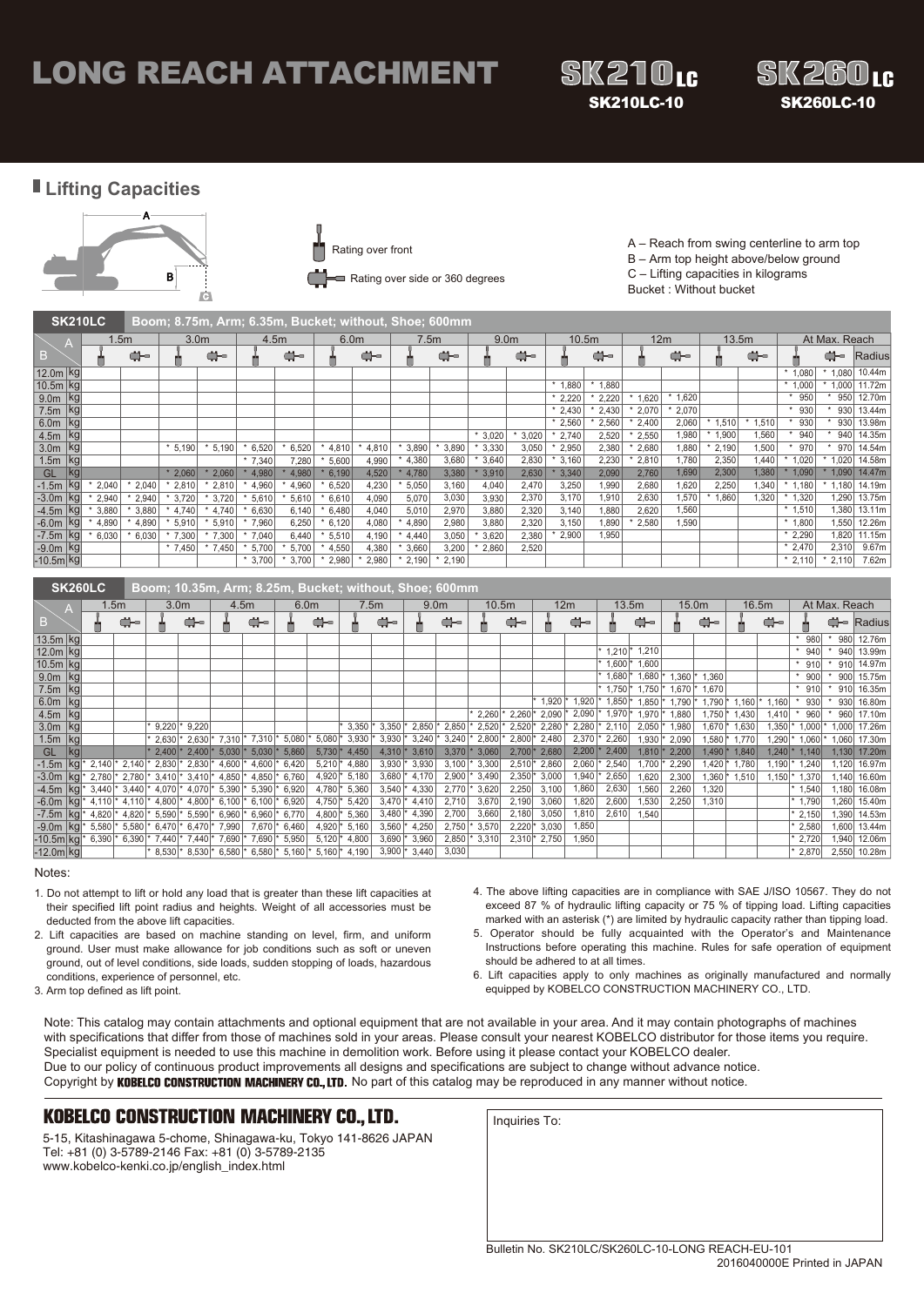# LONG REACH ATTACHMENT

**SK210LC** SK210LC-10 **SK260LC** SK260LC-10

## Lifting Capacities

Rating over front

Rating over side or 360 degrees

A – Reach from swing centerline to arm top
B – Arm top height above/below ground
C – Lifting capacities in kilograms
Bucket : Without bucket

### SK210LC — Boom; 8.75m, Arm; 6.35m, Bucket; without, Shoe; 600mm

| B \ A | 1.5m | | 3.0m | | 4.5m | | 6.0m | | 7.5m | | 9.0m | | 10.5m | | 12m | | 13.5m | | At Max. Reach | | |
|---|---|---|---|---|---|---|---|---|---|---|---|---|---|---|---|---|---|---|---|---|---|
| | Front | Side | Front | Side | Front | Side | Front | Side | Front | Side | Front | Side | Front | Side | Front | Side | Front | Side | Front | Side | Radius |
| 12.0m kg | | | | | | | | | | | | | | | | | | | *1,080 | *1,080 | 10.44m |
| 10.5m kg | | | | | | | | | | | | | *1,880 | *1,880 | | | | | *1,000 | *1,000 | 11.72m |
| 9.0m kg | | | | | | | | | | | | | *2,220 | *2,220 | *1,620 | *1,620 | | | *950 | *950 | 12.70m |
| 7.5m kg | | | | | | | | | | | | | *2,430 | *2,430 | *2,070 | *2,070 | | | *930 | *930 | 13.44m |
| 6.0m kg | | | | | | | | | | | | | *2,560 | *2,560 | *2,400 | 2,060 | *1,510 | *1,510 | *930 | *930 | 13.98m |
| 4.5m kg | | | | | | | | | | | *3,020 | *3,020 | *2,740 | 2,520 | *2,550 | 1,980 | *1,900 | 1,560 | *940 | *940 | 14.35m |
| 3.0m kg | | | *5,190 | *5,190 | *6,520 | *6,520 | *4,810 | *4,810 | *3,890 | *3,890 | *3,330 | 3,050 | *2,950 | 2,380 | *2,680 | 1,880 | *2,190 | 1,500 | *970 | *970 | 14.54m |
| 1.5m kg | | | | | *7,340 | 7,280 | *5,600 | 4,990 | *4,380 | 3,680 | *3,640 | 2,830 | *3,160 | 2,230 | *2,810 | 1,780 | 2,350 | 1,440 | *1,020 | *1,020 | 14.58m |
| GL kg | | | *2,060 | *2,060 | *4,980 | *4,980 | *6,190 | 4,520 | *4,780 | 3,380 | *3,910 | 2,630 | *3,340 | 2,090 | 2,760 | 1,690 | 2,300 | 1,380 | *1,090 | *1,090 | 14.47m |
| -1.5m kg | *2,040 | *2,040 | *2,810 | *2,810 | *4,960 | *4,960 | *6,520 | 4,230 | *5,050 | 3,160 | 4,040 | 2,470 | 3,250 | 1,990 | 2,680 | 1,620 | 2,250 | 1,340 | *1,180 | *1,180 | 14.19m |
| -3.0m kg | *2,940 | *2,940 | *3,720 | *3,720 | *5,610 | *5,610 | *6,610 | 4,090 | 5,070 | 3,030 | 3,930 | 2,370 | 3,170 | 1,910 | 2,630 | 1,570 | *1,860 | 1,320 | *1,320 | 1,290 | 13.75m |
| -4.5m kg | *3,880 | *3,880 | *4,740 | *4,740 | *6,630 | 6,140 | *6,480 | 4,040 | 5,010 | 2,970 | 3,880 | 2,320 | 3,140 | 1,880 | 2,620 | 1,560 | | | *1,510 | 1,380 | 13.11m |
| -6.0m kg | *4,890 | *4,890 | *5,910 | *5,910 | *7,960 | 6,250 | *6,120 | 4,080 | *4,890 | 2,980 | 3,880 | 2,320 | 3,150 | 1,890 | *2,580 | 1,590 | | | *1,800 | 1,550 | 12.26m |
| -7.5m kg | *6,030 | *6,030 | *7,300 | *7,300 | *7,040 | 6,440 | *5,510 | 4,190 | *4,440 | 3,050 | *3,620 | 2,380 | *2,900 | 1,950 | | | | | *2,290 | 1,820 | 11.15m |
| -9.0m kg | | | *7,450 | *7,450 | *5,700 | *5,700 | *4,550 | 4,380 | *3,660 | 3,200 | *2,860 | 2,520 | | | | | | | *2,470 | 2,310 | 9.67m |
| -10.5m kg | | | | | *3,700 | *3,700 | *2,980 | *2,980 | *2,190 | *2,190 | | | | | | | | | *2,110 | *2,110 | 7.62m |

### SK260LC — Boom; 10.35m, Arm; 8.25m, Bucket; without, Shoe; 600mm

| B \ A | 1.5m | | 3.0m | | 4.5m | | 6.0m | | 7.5m | | 9.0m | | 10.5m | | 12m | | 13.5m | | 15.0m | | 16.5m | | At Max. Reach | | |
|---|---|---|---|---|---|---|---|---|---|---|---|---|---|---|---|---|---|---|---|---|---|---|---|---|---|
| | Front | Side | Front | Side | Front | Side | Front | Side | Front | Side | Front | Side | Front | Side | Front | Side | Front | Side | Front | Side | Front | Side | Front | Side | Radius |
| 13.5m kg | | | | | | | | | | | | | | | | | | | | | | | *980 | *980 | 12.76m |
| 12.0m kg | | | | | | | | | | | | | | | | | *1,210 | 1,210 | | | | | *940 | *940 | 13.99m |
| 10.5m kg | | | | | | | | | | | | | | | | | *1,600 | *1,600 | | | | | *910 | *910 | 14.97m |
| 9.0m kg | | | | | | | | | | | | | | | | | *1,680 | *1,680 | *1,360 | *1,360 | | | *900 | *900 | 15.75m |
| 7.5m kg | | | | | | | | | | | | | | | | | *1,750 | *1,750 | *1,670 | *1,670 | | | *910 | *910 | 16.35m |
| 6.0m kg | | | | | | | | | | | | | | | *1,920 | *1,920 | *1,850 | *1,850 | *1,790 | *1,790 | *1,160 | *1,160 | *930 | *930 | 16.80m |
| 4.5m kg | | | | | | | | | | | | | *2,260 | *2,260 | *2,090 | *2,090 | *1,970 | *1,970 | *1,880 | 1,750 | *1,430 | 1,410 | *960 | *960 | 17.10m |
| 3.0m kg | | | *9,220 | *9,220 | | | | | *3,350 | *3,350 | *2,850 | *2,850 | *2,520 | *2,520 | *2,280 | *2,280 | *2,110 | 2,050 | *1,980 | 1,670 | *1,630 | 1,350 | *1,000 | *1,000 | 17.26m |
| 1.5m kg | | | *2,630 | *2,630 | *7,310 | *7,310 | *5,080 | *5,080 | *3,930 | *3,930 | *3,240 | *3,240 | *2,800 | *2,800 | *2,480 | 2,370 | *2,260 | 1,930 | *2,090 | 1,580 | *1,770 | 1,290 | *1,060 | *1,060 | 17.30m |
| GL kg | | | *2,400 | *2,400 | *5,030 | *5,030 | 5,860 | 5,730 | *4,450 | 4,310 | *3,610 | 3,370 | *3,060 | 2,700 | *2,680 | 2,200 | *2,400 | 1,810 | *2,200 | 1,490 | *1,840 | 1,240 | *1,140 | 1,130 | 17.20m |
| -1.5m kg | *2,140 | *2,140 | *2,830 | *2,830 | *4,600 | *4,600 | 6,420 | 5,210 | *4,880 | 3,930 | *3,930 | 3,100 | *3,300 | 2,510 | *2,860 | 2,060 | *2,540 | 1,700 | *2,290 | 1,420 | *1,780 | 1,190 | *1,240 | 1,120 | 16.97m |
| -3.0m kg | *2,780 | *2,780 | *3,410 | *3,410 | *4,850 | *4,850 | 6,760 | 4,920 | *5,180 | 3,680 | *4,170 | 2,900 | *3,490 | 2,350 | *3,000 | 1,940 | *2,650 | 1,620 | 2,300 | 1,360 | *1,510 | 1,150 | *1,370 | 1,140 | 16.60m |
| -4.5m kg | *3,440 | *3,440 | *4,070 | *4,070 | *5,390 | *5,390 | 6,920 | 4,780 | *5,360 | 3,540 | *4,330 | 2,770 | *3,620 | 2,250 | 3,100 | 1,860 | 2,630 | 1,560 | 2,260 | 1,320 | | | *1,540 | 1,180 | 16.08m |
| -6.0m kg | *4,110 | *4,110 | *4,800 | *4,800 | *6,100 | *6,100 | 6,920 | 4,750 | *5,420 | 3,470 | *4,410 | 2,710 | 3,670 | 2,190 | 3,060 | 1,820 | 2,600 | 1,530 | 2,250 | 1,310 | | | *1,790 | 1,260 | 15.40m |
| -7.5m kg | *4,820 | *4,820 | *5,590 | *5,590 | *6,960 | *6,960 | 6,770 | 4,800 | *5,360 | 3,480 | *4,390 | 2,700 | 3,660 | 2,180 | 3,050 | 1,810 | 2,610 | 1,540 | | | | | *2,150 | 1,390 | 14.53m |
| -9.0m kg | *5,580 | *5,580 | *6,470 | *6,470 | *7,990 | 7,670 | 6,460 | 4,920 | *5,160 | 3,560 | *4,250 | 2,750 | *3,570 | 2,220 | *3,030 | 1,850 | | | | | | | *2,580 | 1,600 | 13.44m |
| -10.5m kg | *6,390 | *6,390 | *7,440 | *7,440 | *7,690 | *7,690 | 5,950 | 5,120 | *4,800 | 3,690 | *3,960 | 2,850 | *3,310 | 2,310 | *2,750 | 1,950 | | | | | | | *2,720 | 1,940 | 12.06m |
| -12.0m kg | | | *8,530 | *8,530 | *6,580 | 6,580 | *5,160 | *5,160 | *4,190 | 3,900 | *3,440 | 3,030 | | | | | | | | | | | *2,870 | 2,550 | 10.28m |

Notes:

1. Do not attempt to lift or hold any load that is greater than these lift capacities at their specified lift point radius and heights. Weight of all accessories must be deducted from the above lift capacities.
2. Lift capacities are based on machine standing on level, firm, and uniform ground. User must make allowance for job conditions such as soft or uneven ground, out of level conditions, side loads, sudden stopping of loads, hazardous conditions, experience of personnel, etc.
3. Arm top defined as lift point.
4. The above lifting capacities are in compliance with SAE J/ISO 10567. They do not exceed 87 % of hydraulic lifting capacity or 75 % of tipping load. Lifting capacities marked with an asterisk (*) are limited by hydraulic capacity rather than tipping load.
5. Operator should be fully acquainted with the Operator's and Maintenance Instructions before operating this machine. Rules for safe operation of equipment should be adhered to at all times.
6. Lift capacities apply to only machines as originally manufactured and normally equipped by KOBELCO CONSTRUCTION MACHINERY CO., LTD.

Note: This catalog may contain attachments and optional equipment that are not available in your area. And it may contain photographs of machines with specifications that differ from those of machines sold in your areas. Please consult your nearest KOBELCO distributor for those items you require.
Specialist equipment is needed to use this machine in demolition work. Before using it please contact your KOBELCO dealer.
Due to our policy of continuous product improvements all designs and specifications are subject to change without advance notice.
Copyright by **KOBELCO CONSTRUCTION MACHINERY CO., LTD.** No part of this catalog may be reproduced in any manner without notice.

## KOBELCO CONSTRUCTION MACHINERY CO., LTD.

5-15, Kitashinagawa 5-chome, Shinagawa-ku, Tokyo 141-8626 JAPAN
Tel: +81 (0) 3-5789-2146 Fax: +81 (0) 3-5789-2135
www.kobelco-kenki.co.jp/english_index.html

Inquiries To:

Bulletin No. SK210LC/SK260LC-10-LONG REACH-EU-101
2016040000E Printed in JAPAN